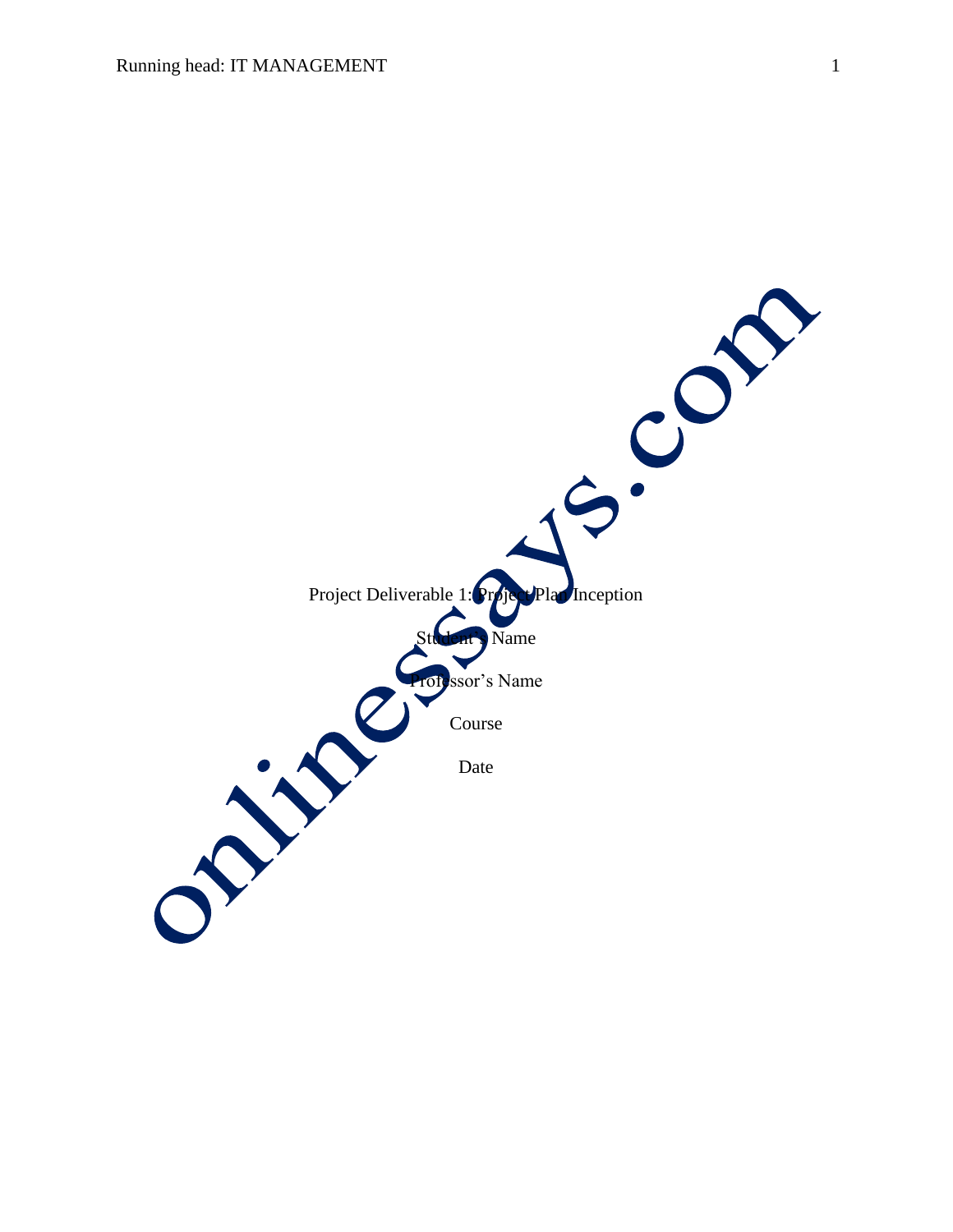Project Deliverable 1: Project Plan Inception

Student's Name

Professor's Name

Course

Date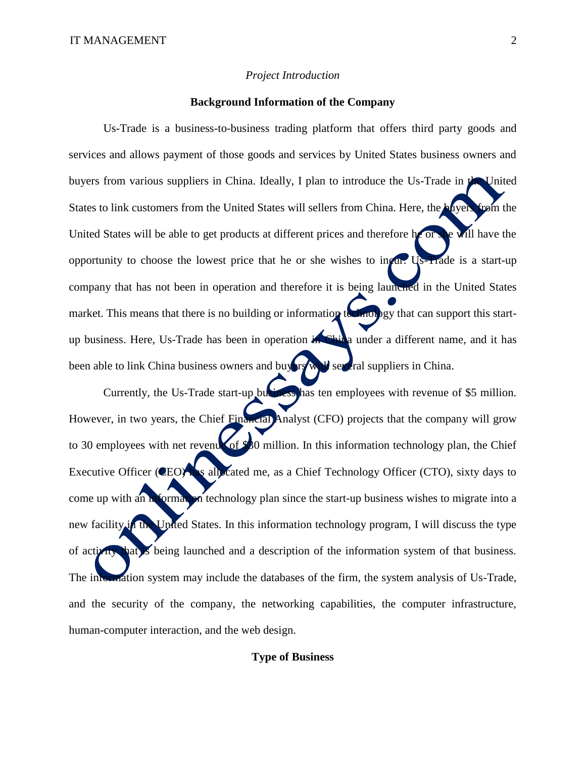*Project Introduction*

**Background Information of the Company**

Us-Trade is a business-to-business trading platform that offers third party goods and services and allows payment of those goods and services by United States business owners and buyers from various suppliers in China. Ideally, I plan to introduce the Us-Trade in the United States to link customers from the United States will sellers from China. Here, the buyers from the United States will be able to get products at different prices and therefore he or she will have the opportunity to choose the lowest price that he or she wishes to incur. Us-Trade is a start-up company that has not been in operation and therefore it is being launched in the United States market. This means that there is no building or information technology that can support this start-up business. Here, Us-Trade has been in operation in China under a different name, and it has been able to link China business owners and buyers with several suppliers in China.

Currently, the Us-Trade start-up business has ten employees with revenue of $5 million. However, in two years, the Chief Financial Analyst (CFO) projects that the company will grow to 30 employees with net revenue of $30 million. In this information technology plan, the Chief Executive Officer (CEO) has allocated me, as a Chief Technology Officer (CTO), sixty days to come up with an information technology plan since the start-up business wishes to migrate into a new facility in the United States. In this information technology program, I will discuss the type of activity that is being launched and a description of the information system of that business. The information system may include the databases of the firm, the system analysis of Us-Trade, and the security of the company, the networking capabilities, the computer infrastructure, human-computer interaction, and the web design.

**Type of Business**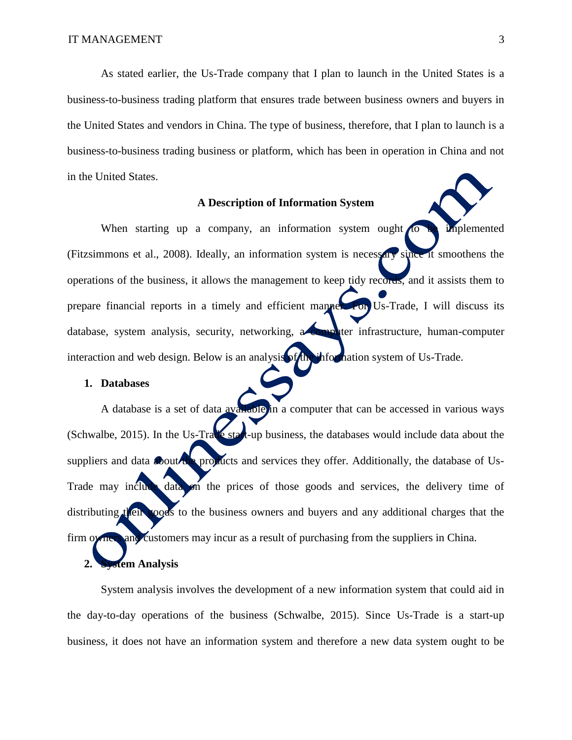As stated earlier, the Us-Trade company that I plan to launch in the United States is a business-to-business trading platform that ensures trade between business owners and buyers in the United States and vendors in China. The type of business, therefore, that I plan to launch is a business-to-business trading business or platform, which has been in operation in China and not in the United States.

## A Description of Information System

When starting up a company, an information system ought to be implemented (Fitzsimmons et al., 2008). Ideally, an information system is necessary since it smoothens the operations of the business, it allows the management to keep tidy records, and it assists them to prepare financial reports in a timely and efficient manner. For Us-Trade, I will discuss its database, system analysis, security, networking, a computer infrastructure, human-computer interaction and web design. Below is an analysis of the information system of Us-Trade.

### 1. Databases

A database is a set of data available in a computer that can be accessed in various ways (Schwalbe, 2015). In the Us-Trade start-up business, the databases would include data about the suppliers and data about the products and services they offer. Additionally, the database of Us-Trade may include data on the prices of those goods and services, the delivery time of distributing their goods to the business owners and buyers and any additional charges that the firm owners and customers may incur as a result of purchasing from the suppliers in China.

### 2. System Analysis

System analysis involves the development of a new information system that could aid in the day-to-day operations of the business (Schwalbe, 2015). Since Us-Trade is a start-up business, it does not have an information system and therefore a new data system ought to be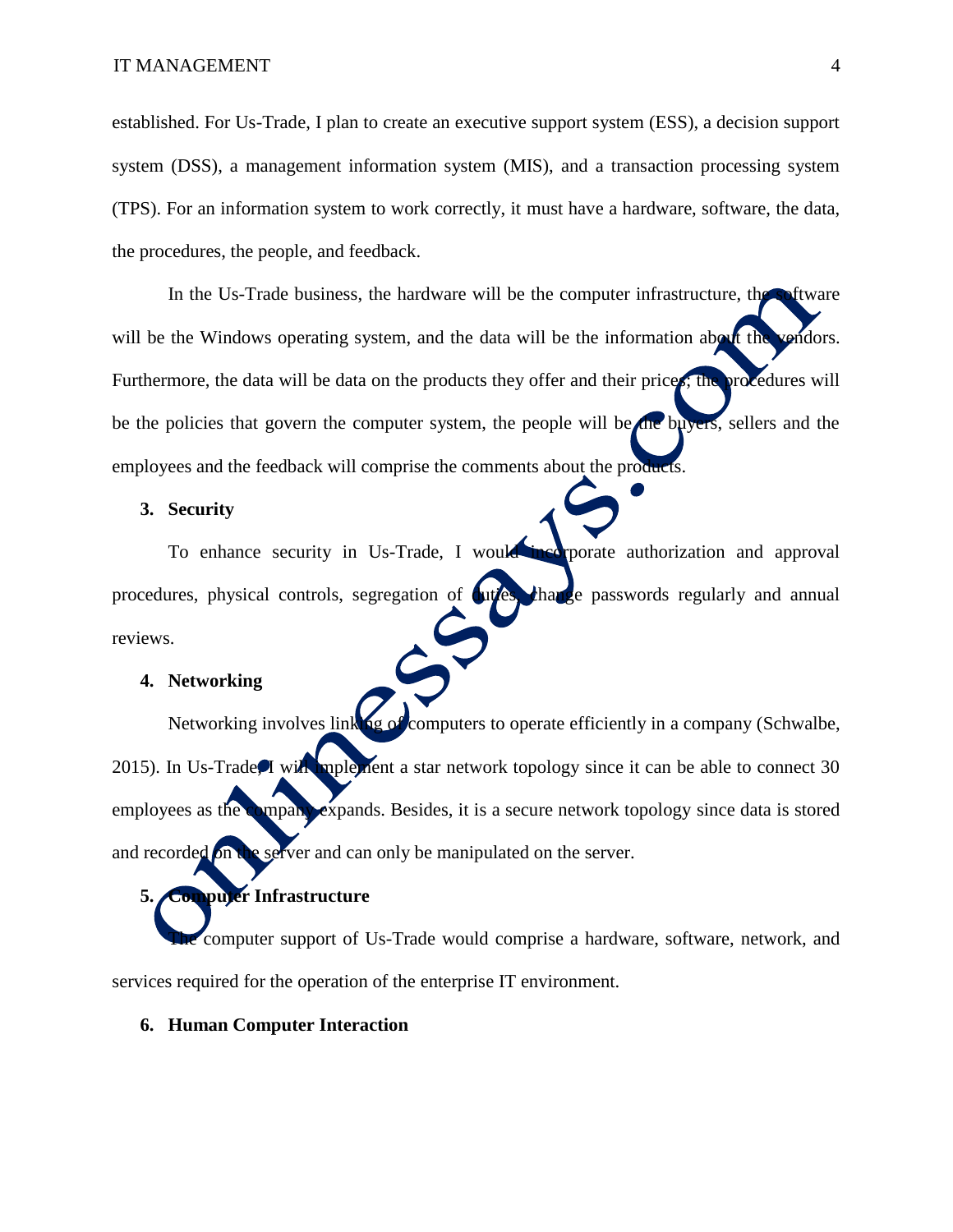established. For Us-Trade, I plan to create an executive support system (ESS), a decision support system (DSS), a management information system (MIS), and a transaction processing system (TPS). For an information system to work correctly, it must have a hardware, software, the data, the procedures, the people, and feedback.

In the Us-Trade business, the hardware will be the computer infrastructure, the software will be the Windows operating system, and the data will be the information about the vendors. Furthermore, the data will be data on the products they offer and their prices; the procedures will be the policies that govern the computer system, the people will be the buyers, sellers and the employees and the feedback will comprise the comments about the products.

### 3. Security

To enhance security in Us-Trade, I would incorporate authorization and approval procedures, physical controls, segregation of duties, change passwords regularly and annual reviews.

### 4. Networking

Networking involves linking of computers to operate efficiently in a company (Schwalbe, 2015). In Us-Trade, I will implement a star network topology since it can be able to connect 30 employees as the company expands. Besides, it is a secure network topology since data is stored and recorded on the server and can only be manipulated on the server.

### 5. Computer Infrastructure

The computer support of Us-Trade would comprise a hardware, software, network, and services required for the operation of the enterprise IT environment.

### 6. Human Computer Interaction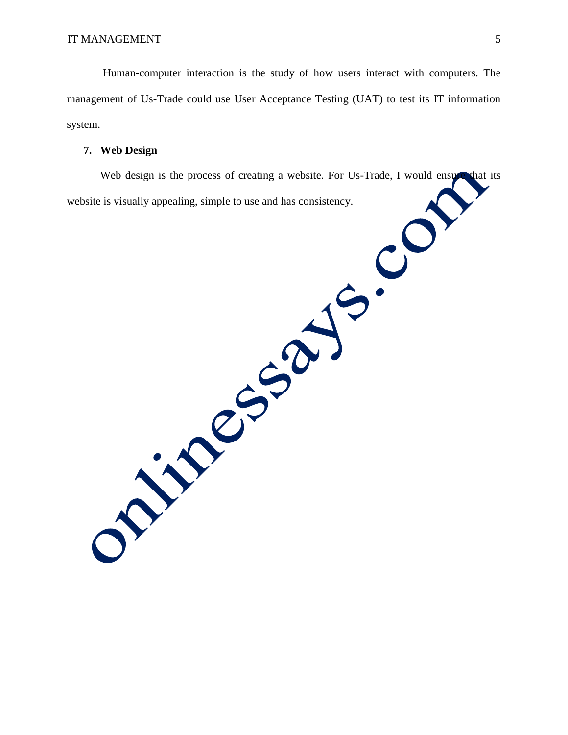Human-computer interaction is the study of how users interact with computers. The management of Us-Trade could use User Acceptance Testing (UAT) to test its IT information system.

## 7. Web Design

Web design is the process of creating a website. For Us-Trade, I would ensure that its website is visually appealing, simple to use and has consistency.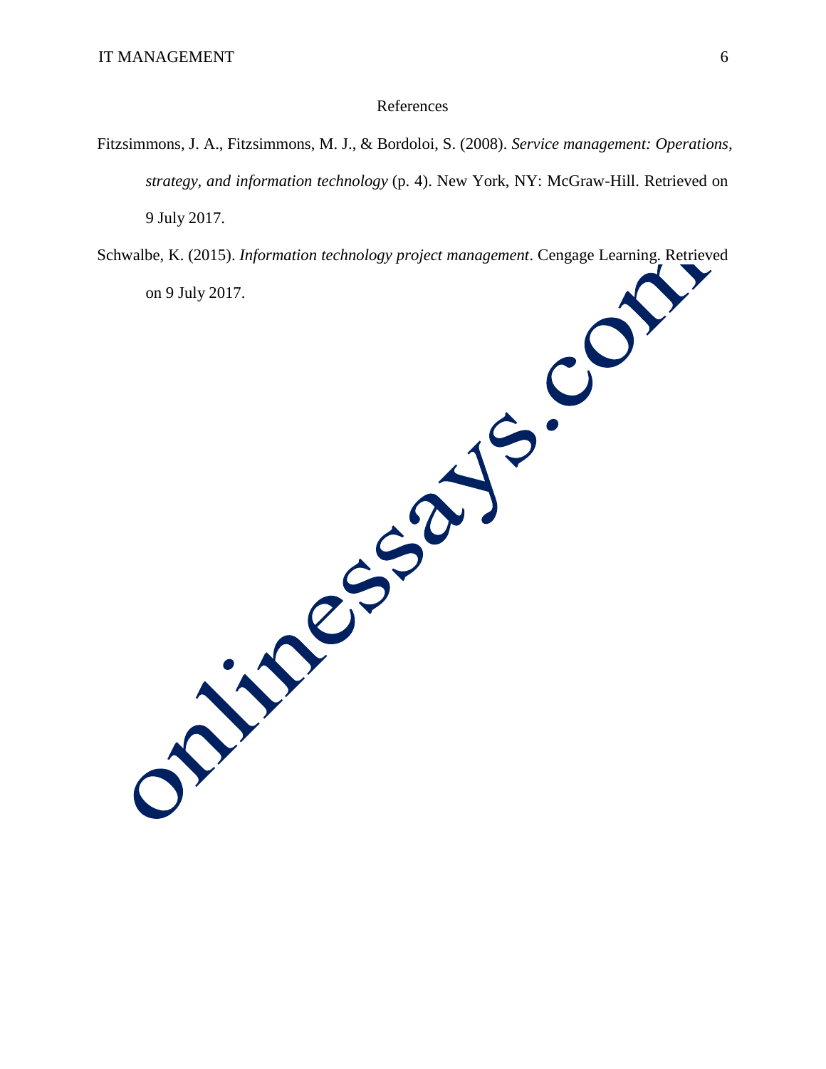# References

Fitzsimmons, J. A., Fitzsimmons, M. J., & Bordoloi, S. (2008). *Service management: Operations, strategy, and information technology* (p. 4). New York, NY: McGraw-Hill. Retrieved on 9 July 2017.

Schwalbe, K. (2015). *Information technology project management*. Cengage Learning. Retrieved on 9 July 2017.